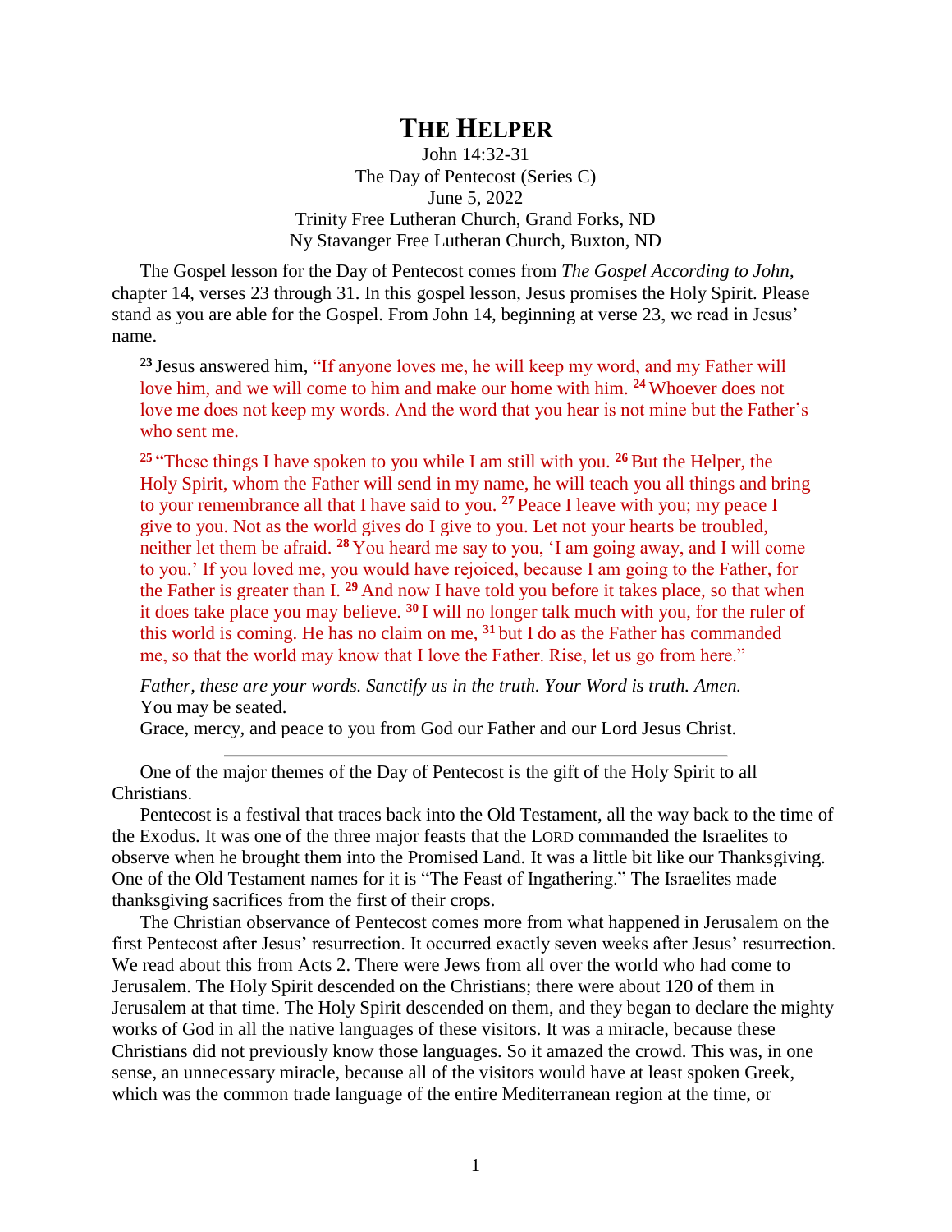# THE HELPER

John 14:32-31
The Day of Pentecost (Series C)
June 5, 2022
Trinity Free Lutheran Church, Grand Forks, ND
Ny Stavanger Free Lutheran Church, Buxton, ND

The Gospel lesson for the Day of Pentecost comes from *The Gospel According to John*, chapter 14, verses 23 through 31. In this gospel lesson, Jesus promises the Holy Spirit. Please stand as you are able for the Gospel. From John 14, beginning at verse 23, we read in Jesus' name.

> **23** Jesus answered him, "If anyone loves me, he will keep my word, and my Father will love him, and we will come to him and make our home with him. **24** Whoever does not love me does not keep my words. And the word that you hear is not mine but the Father's who sent me.
>
> **25** "These things I have spoken to you while I am still with you. **26** But the Helper, the Holy Spirit, whom the Father will send in my name, he will teach you all things and bring to your remembrance all that I have said to you. **27** Peace I leave with you; my peace I give to you. Not as the world gives do I give to you. Let not your hearts be troubled, neither let them be afraid. **28** You heard me say to you, 'I am going away, and I will come to you.' If you loved me, you would have rejoiced, because I am going to the Father, for the Father is greater than I. **29** And now I have told you before it takes place, so that when it does take place you may believe. **30** I will no longer talk much with you, for the ruler of this world is coming. He has no claim on me, **31** but I do as the Father has commanded me, so that the world may know that I love the Father. Rise, let us go from here."
>
> *Father, these are your words. Sanctify us in the truth. Your Word is truth. Amen.*
> You may be seated.
> Grace, mercy, and peace to you from God our Father and our Lord Jesus Christ.

---

One of the major themes of the Day of Pentecost is the gift of the Holy Spirit to all Christians.

Pentecost is a festival that traces back into the Old Testament, all the way back to the time of the Exodus. It was one of the three major feasts that the LORD commanded the Israelites to observe when he brought them into the Promised Land. It was a little bit like our Thanksgiving. One of the Old Testament names for it is "The Feast of Ingathering." The Israelites made thanksgiving sacrifices from the first of their crops.

The Christian observance of Pentecost comes more from what happened in Jerusalem on the first Pentecost after Jesus' resurrection. It occurred exactly seven weeks after Jesus' resurrection. We read about this from Acts 2. There were Jews from all over the world who had come to Jerusalem. The Holy Spirit descended on the Christians; there were about 120 of them in Jerusalem at that time. The Holy Spirit descended on them, and they began to declare the mighty works of God in all the native languages of these visitors. It was a miracle, because these Christians did not previously know those languages. So it amazed the crowd. This was, in one sense, an unnecessary miracle, because all of the visitors would have at least spoken Greek, which was the common trade language of the entire Mediterranean region at the time, or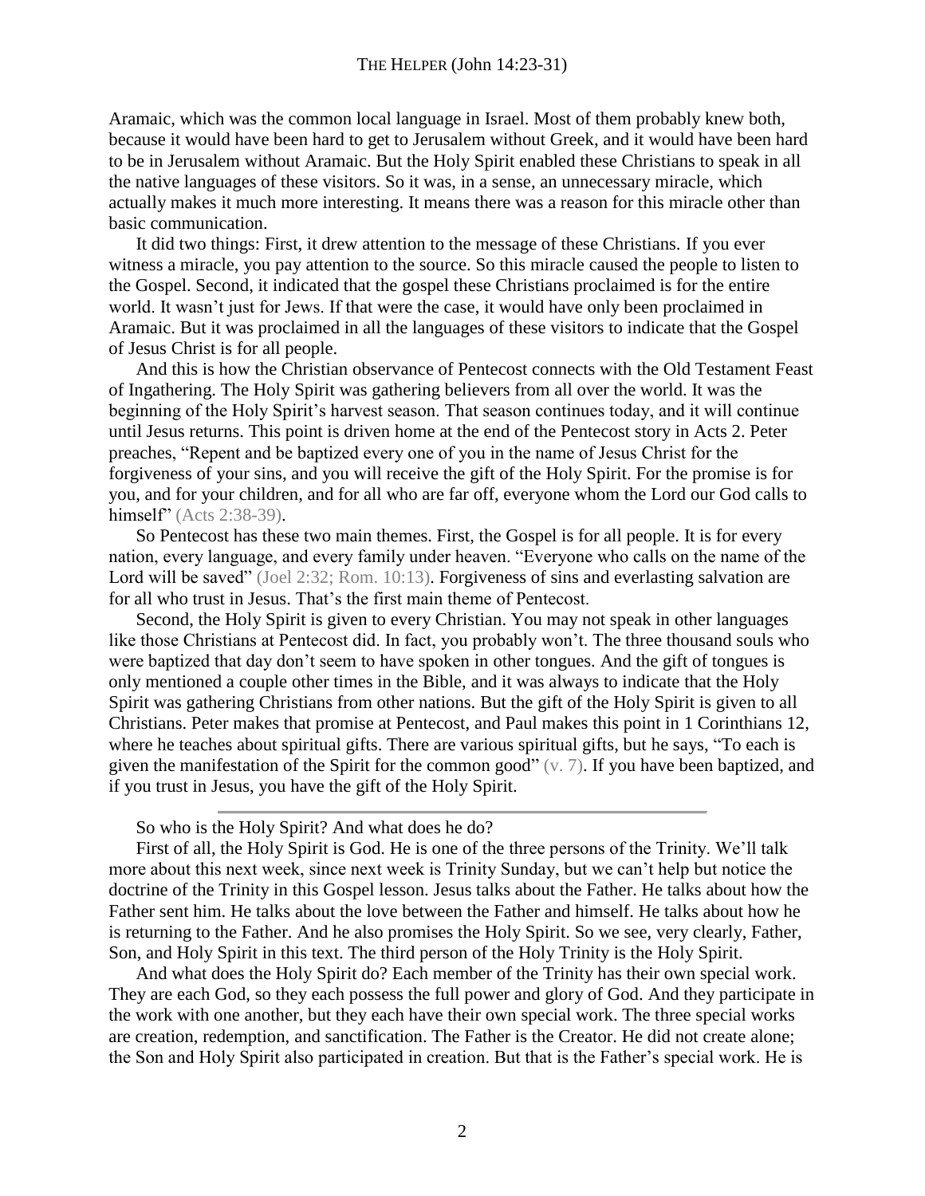Aramaic, which was the common local language in Israel. Most of them probably knew both, because it would have been hard to get to Jerusalem without Greek, and it would have been hard to be in Jerusalem without Aramaic. But the Holy Spirit enabled these Christians to speak in all the native languages of these visitors. So it was, in a sense, an unnecessary miracle, which actually makes it much more interesting. It means there was a reason for this miracle other than basic communication.

It did two things: First, it drew attention to the message of these Christians. If you ever witness a miracle, you pay attention to the source. So this miracle caused the people to listen to the Gospel. Second, it indicated that the gospel these Christians proclaimed is for the entire world. It wasn't just for Jews. If that were the case, it would have only been proclaimed in Aramaic. But it was proclaimed in all the languages of these visitors to indicate that the Gospel of Jesus Christ is for all people.

And this is how the Christian observance of Pentecost connects with the Old Testament Feast of Ingathering. The Holy Spirit was gathering believers from all over the world. It was the beginning of the Holy Spirit's harvest season. That season continues today, and it will continue until Jesus returns. This point is driven home at the end of the Pentecost story in Acts 2. Peter preaches, "Repent and be baptized every one of you in the name of Jesus Christ for the forgiveness of your sins, and you will receive the gift of the Holy Spirit. For the promise is for you, and for your children, and for all who are far off, everyone whom the Lord our God calls to himself" (Acts 2:38-39).

So Pentecost has these two main themes. First, the Gospel is for all people. It is for every nation, every language, and every family under heaven. "Everyone who calls on the name of the Lord will be saved" (Joel 2:32; Rom. 10:13). Forgiveness of sins and everlasting salvation are for all who trust in Jesus. That's the first main theme of Pentecost.

Second, the Holy Spirit is given to every Christian. You may not speak in other languages like those Christians at Pentecost did. In fact, you probably won't. The three thousand souls who were baptized that day don't seem to have spoken in other tongues. And the gift of tongues is only mentioned a couple other times in the Bible, and it was always to indicate that the Holy Spirit was gathering Christians from other nations. But the gift of the Holy Spirit is given to all Christians. Peter makes that promise at Pentecost, and Paul makes this point in 1 Corinthians 12, where he teaches about spiritual gifts. There are various spiritual gifts, but he says, "To each is given the manifestation of the Spirit for the common good" (v. 7). If you have been baptized, and if you trust in Jesus, you have the gift of the Holy Spirit.

---

So who is the Holy Spirit? And what does he do?

First of all, the Holy Spirit is God. He is one of the three persons of the Trinity. We'll talk more about this next week, since next week is Trinity Sunday, but we can't help but notice the doctrine of the Trinity in this Gospel lesson. Jesus talks about the Father. He talks about how the Father sent him. He talks about the love between the Father and himself. He talks about how he is returning to the Father. And he also promises the Holy Spirit. So we see, very clearly, Father, Son, and Holy Spirit in this text. The third person of the Holy Trinity is the Holy Spirit.

And what does the Holy Spirit do? Each member of the Trinity has their own special work. They are each God, so they each possess the full power and glory of God. And they participate in the work with one another, but they each have their own special work. The three special works are creation, redemption, and sanctification. The Father is the Creator. He did not create alone; the Son and Holy Spirit also participated in creation. But that is the Father's special work. He is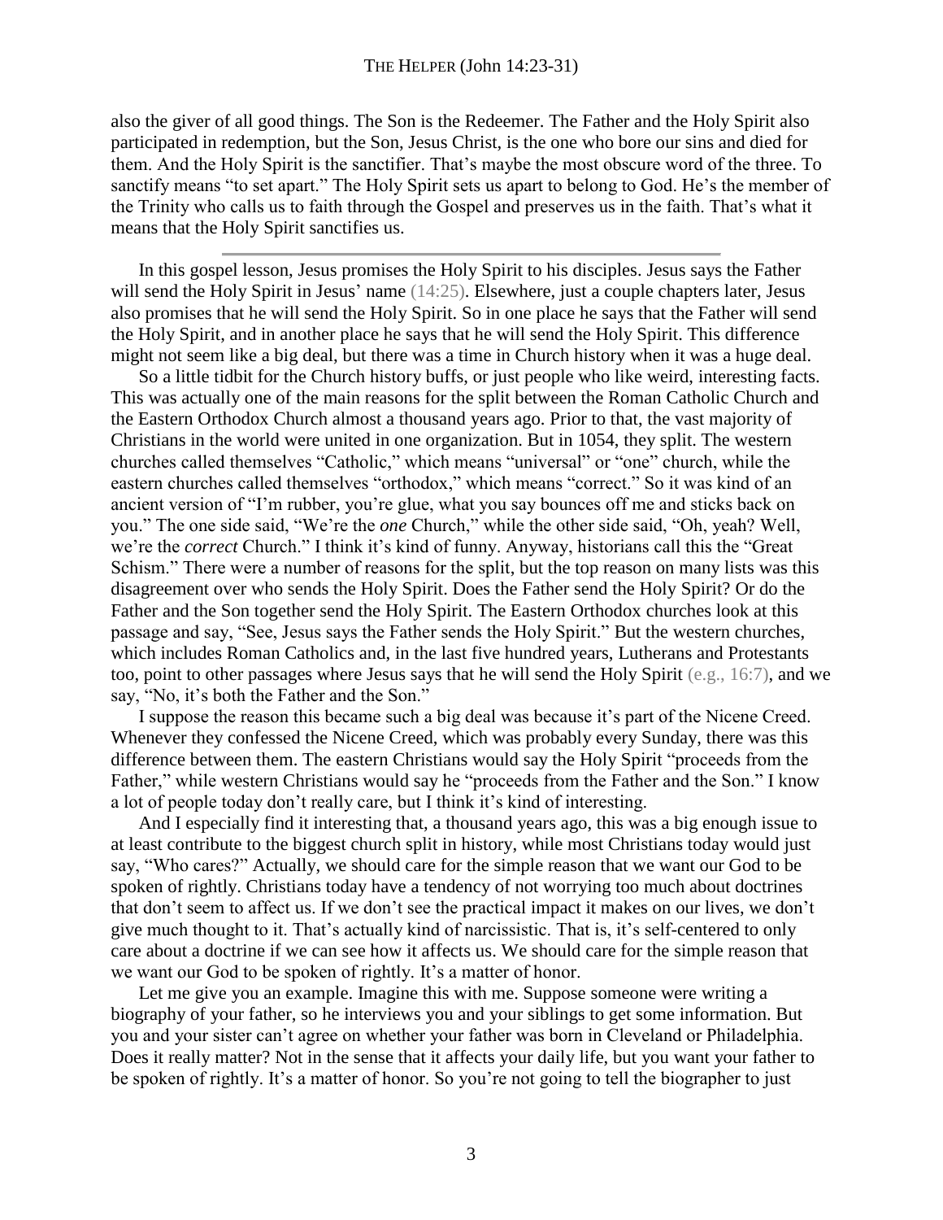also the giver of all good things. The Son is the Redeemer. The Father and the Holy Spirit also participated in redemption, but the Son, Jesus Christ, is the one who bore our sins and died for them. And the Holy Spirit is the sanctifier. That's maybe the most obscure word of the three. To sanctify means "to set apart." The Holy Spirit sets us apart to belong to God. He's the member of the Trinity who calls us to faith through the Gospel and preserves us in the faith. That's what it means that the Holy Spirit sanctifies us.

---

In this gospel lesson, Jesus promises the Holy Spirit to his disciples. Jesus says the Father will send the Holy Spirit in Jesus' name (14:25). Elsewhere, just a couple chapters later, Jesus also promises that he will send the Holy Spirit. So in one place he says that the Father will send the Holy Spirit, and in another place he says that he will send the Holy Spirit. This difference might not seem like a big deal, but there was a time in Church history when it was a huge deal.

So a little tidbit for the Church history buffs, or just people who like weird, interesting facts. This was actually one of the main reasons for the split between the Roman Catholic Church and the Eastern Orthodox Church almost a thousand years ago. Prior to that, the vast majority of Christians in the world were united in one organization. But in 1054, they split. The western churches called themselves "Catholic," which means "universal" or "one" church, while the eastern churches called themselves "orthodox," which means "correct." So it was kind of an ancient version of "I'm rubber, you're glue, what you say bounces off me and sticks back on you." The one side said, "We're the *one* Church," while the other side said, "Oh, yeah? Well, we're the *correct* Church." I think it's kind of funny. Anyway, historians call this the "Great Schism." There were a number of reasons for the split, but the top reason on many lists was this disagreement over who sends the Holy Spirit. Does the Father send the Holy Spirit? Or do the Father and the Son together send the Holy Spirit. The Eastern Orthodox churches look at this passage and say, "See, Jesus says the Father sends the Holy Spirit." But the western churches, which includes Roman Catholics and, in the last five hundred years, Lutherans and Protestants too, point to other passages where Jesus says that he will send the Holy Spirit (e.g., 16:7), and we say, "No, it's both the Father and the Son."

I suppose the reason this became such a big deal was because it's part of the Nicene Creed. Whenever they confessed the Nicene Creed, which was probably every Sunday, there was this difference between them. The eastern Christians would say the Holy Spirit "proceeds from the Father," while western Christians would say he "proceeds from the Father and the Son." I know a lot of people today don't really care, but I think it's kind of interesting.

And I especially find it interesting that, a thousand years ago, this was a big enough issue to at least contribute to the biggest church split in history, while most Christians today would just say, "Who cares?" Actually, we should care for the simple reason that we want our God to be spoken of rightly. Christians today have a tendency of not worrying too much about doctrines that don't seem to affect us. If we don't see the practical impact it makes on our lives, we don't give much thought to it. That's actually kind of narcissistic. That is, it's self-centered to only care about a doctrine if we can see how it affects us. We should care for the simple reason that we want our God to be spoken of rightly. It's a matter of honor.

Let me give you an example. Imagine this with me. Suppose someone were writing a biography of your father, so he interviews you and your siblings to get some information. But you and your sister can't agree on whether your father was born in Cleveland or Philadelphia. Does it really matter? Not in the sense that it affects your daily life, but you want your father to be spoken of rightly. It's a matter of honor. So you're not going to tell the biographer to just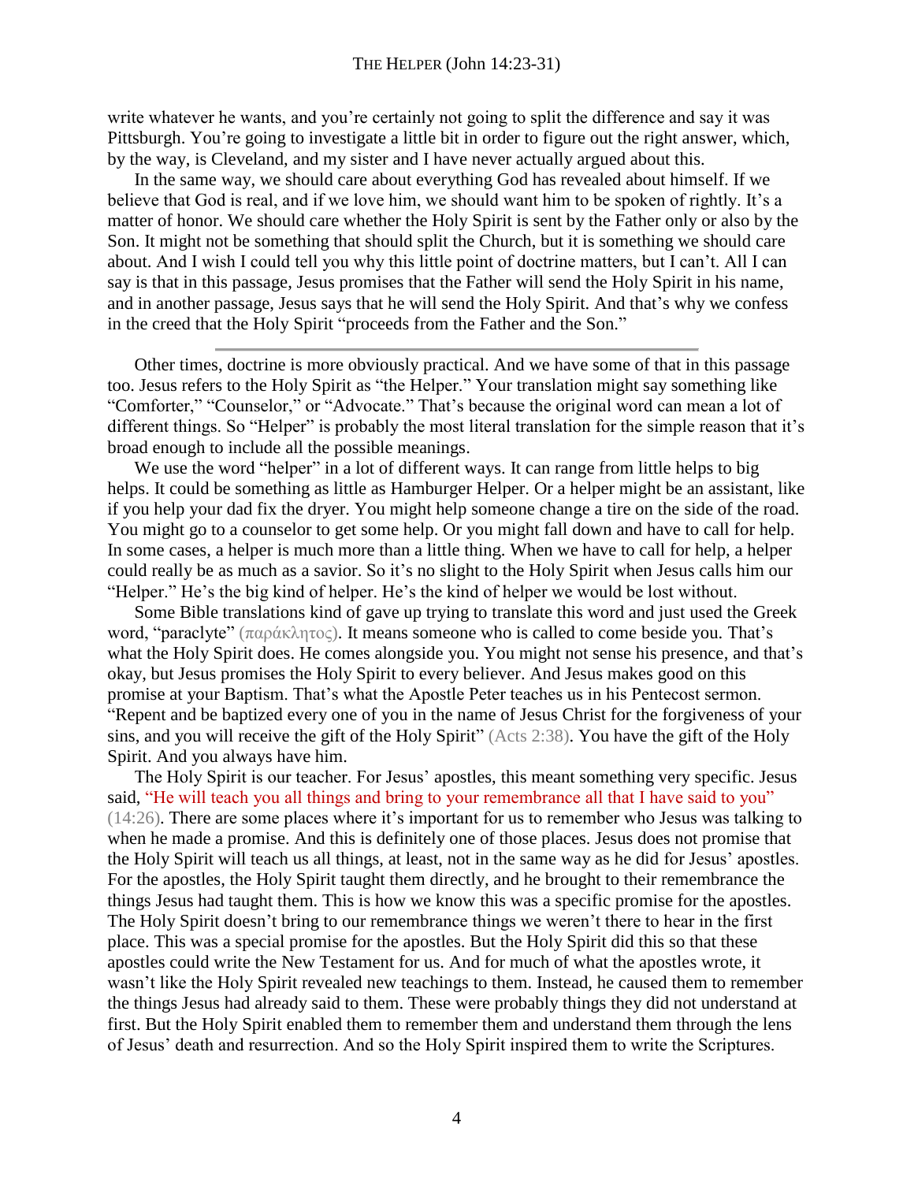write whatever he wants, and you're certainly not going to split the difference and say it was Pittsburgh. You're going to investigate a little bit in order to figure out the right answer, which, by the way, is Cleveland, and my sister and I have never actually argued about this.

In the same way, we should care about everything God has revealed about himself. If we believe that God is real, and if we love him, we should want him to be spoken of rightly. It's a matter of honor. We should care whether the Holy Spirit is sent by the Father only or also by the Son. It might not be something that should split the Church, but it is something we should care about. And I wish I could tell you why this little point of doctrine matters, but I can't. All I can say is that in this passage, Jesus promises that the Father will send the Holy Spirit in his name, and in another passage, Jesus says that he will send the Holy Spirit. And that's why we confess in the creed that the Holy Spirit "proceeds from the Father and the Son."

---

Other times, doctrine is more obviously practical. And we have some of that in this passage too. Jesus refers to the Holy Spirit as "the Helper." Your translation might say something like "Comforter," "Counselor," or "Advocate." That's because the original word can mean a lot of different things. So "Helper" is probably the most literal translation for the simple reason that it's broad enough to include all the possible meanings.

We use the word "helper" in a lot of different ways. It can range from little helps to big helps. It could be something as little as Hamburger Helper. Or a helper might be an assistant, like if you help your dad fix the dryer. You might help someone change a tire on the side of the road. You might go to a counselor to get some help. Or you might fall down and have to call for help. In some cases, a helper is much more than a little thing. When we have to call for help, a helper could really be as much as a savior. So it's no slight to the Holy Spirit when Jesus calls him our "Helper." He's the big kind of helper. He's the kind of helper we would be lost without.

Some Bible translations kind of gave up trying to translate this word and just used the Greek word, "paraclyte" (παράκλητος). It means someone who is called to come beside you. That's what the Holy Spirit does. He comes alongside you. You might not sense his presence, and that's okay, but Jesus promises the Holy Spirit to every believer. And Jesus makes good on this promise at your Baptism. That's what the Apostle Peter teaches us in his Pentecost sermon. "Repent and be baptized every one of you in the name of Jesus Christ for the forgiveness of your sins, and you will receive the gift of the Holy Spirit" (Acts 2:38). You have the gift of the Holy Spirit. And you always have him.

The Holy Spirit is our teacher. For Jesus' apostles, this meant something very specific. Jesus said, "He will teach you all things and bring to your remembrance all that I have said to you" (14:26). There are some places where it's important for us to remember who Jesus was talking to when he made a promise. And this is definitely one of those places. Jesus does not promise that the Holy Spirit will teach us all things, at least, not in the same way as he did for Jesus' apostles. For the apostles, the Holy Spirit taught them directly, and he brought to their remembrance the things Jesus had taught them. This is how we know this was a specific promise for the apostles. The Holy Spirit doesn't bring to our remembrance things we weren't there to hear in the first place. This was a special promise for the apostles. But the Holy Spirit did this so that these apostles could write the New Testament for us. And for much of what the apostles wrote, it wasn't like the Holy Spirit revealed new teachings to them. Instead, he caused them to remember the things Jesus had already said to them. These were probably things they did not understand at first. But the Holy Spirit enabled them to remember them and understand them through the lens of Jesus' death and resurrection. And so the Holy Spirit inspired them to write the Scriptures.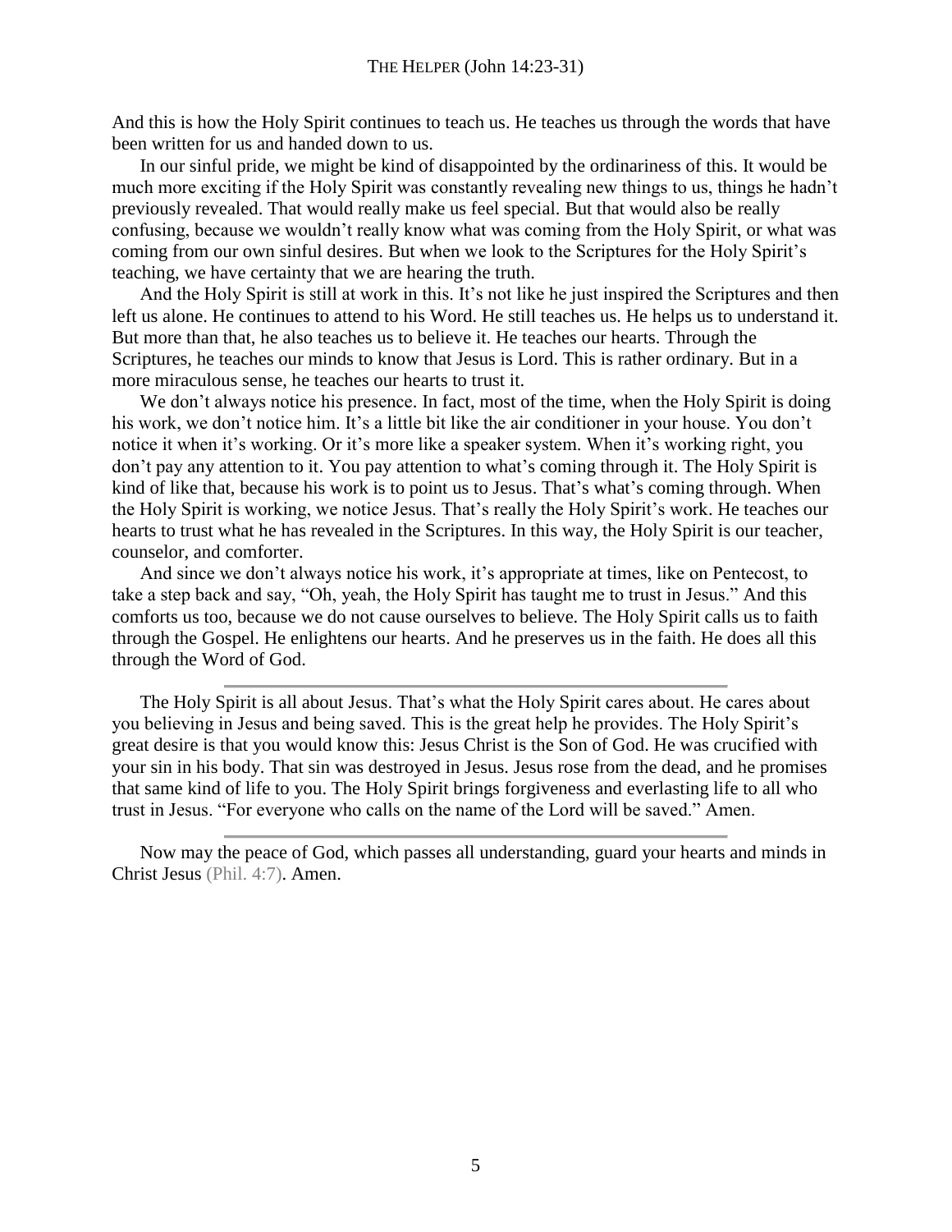And this is how the Holy Spirit continues to teach us. He teaches us through the words that have been written for us and handed down to us.

In our sinful pride, we might be kind of disappointed by the ordinariness of this. It would be much more exciting if the Holy Spirit was constantly revealing new things to us, things he hadn't previously revealed. That would really make us feel special. But that would also be really confusing, because we wouldn't really know what was coming from the Holy Spirit, or what was coming from our own sinful desires. But when we look to the Scriptures for the Holy Spirit's teaching, we have certainty that we are hearing the truth.

And the Holy Spirit is still at work in this. It's not like he just inspired the Scriptures and then left us alone. He continues to attend to his Word. He still teaches us. He helps us to understand it. But more than that, he also teaches us to believe it. He teaches our hearts. Through the Scriptures, he teaches our minds to know that Jesus is Lord. This is rather ordinary. But in a more miraculous sense, he teaches our hearts to trust it.

We don't always notice his presence. In fact, most of the time, when the Holy Spirit is doing his work, we don't notice him. It's a little bit like the air conditioner in your house. You don't notice it when it's working. Or it's more like a speaker system. When it's working right, you don't pay any attention to it. You pay attention to what's coming through it. The Holy Spirit is kind of like that, because his work is to point us to Jesus. That's what's coming through. When the Holy Spirit is working, we notice Jesus. That's really the Holy Spirit's work. He teaches our hearts to trust what he has revealed in the Scriptures. In this way, the Holy Spirit is our teacher, counselor, and comforter.

And since we don't always notice his work, it's appropriate at times, like on Pentecost, to take a step back and say, "Oh, yeah, the Holy Spirit has taught me to trust in Jesus." And this comforts us too, because we do not cause ourselves to believe. The Holy Spirit calls us to faith through the Gospel. He enlightens our hearts. And he preserves us in the faith. He does all this through the Word of God.

---

The Holy Spirit is all about Jesus. That's what the Holy Spirit cares about. He cares about you believing in Jesus and being saved. This is the great help he provides. The Holy Spirit's great desire is that you would know this: Jesus Christ is the Son of God. He was crucified with your sin in his body. That sin was destroyed in Jesus. Jesus rose from the dead, and he promises that same kind of life to you. The Holy Spirit brings forgiveness and everlasting life to all who trust in Jesus. "For everyone who calls on the name of the Lord will be saved." Amen.

---

Now may the peace of God, which passes all understanding, guard your hearts and minds in Christ Jesus (Phil. 4:7). Amen.